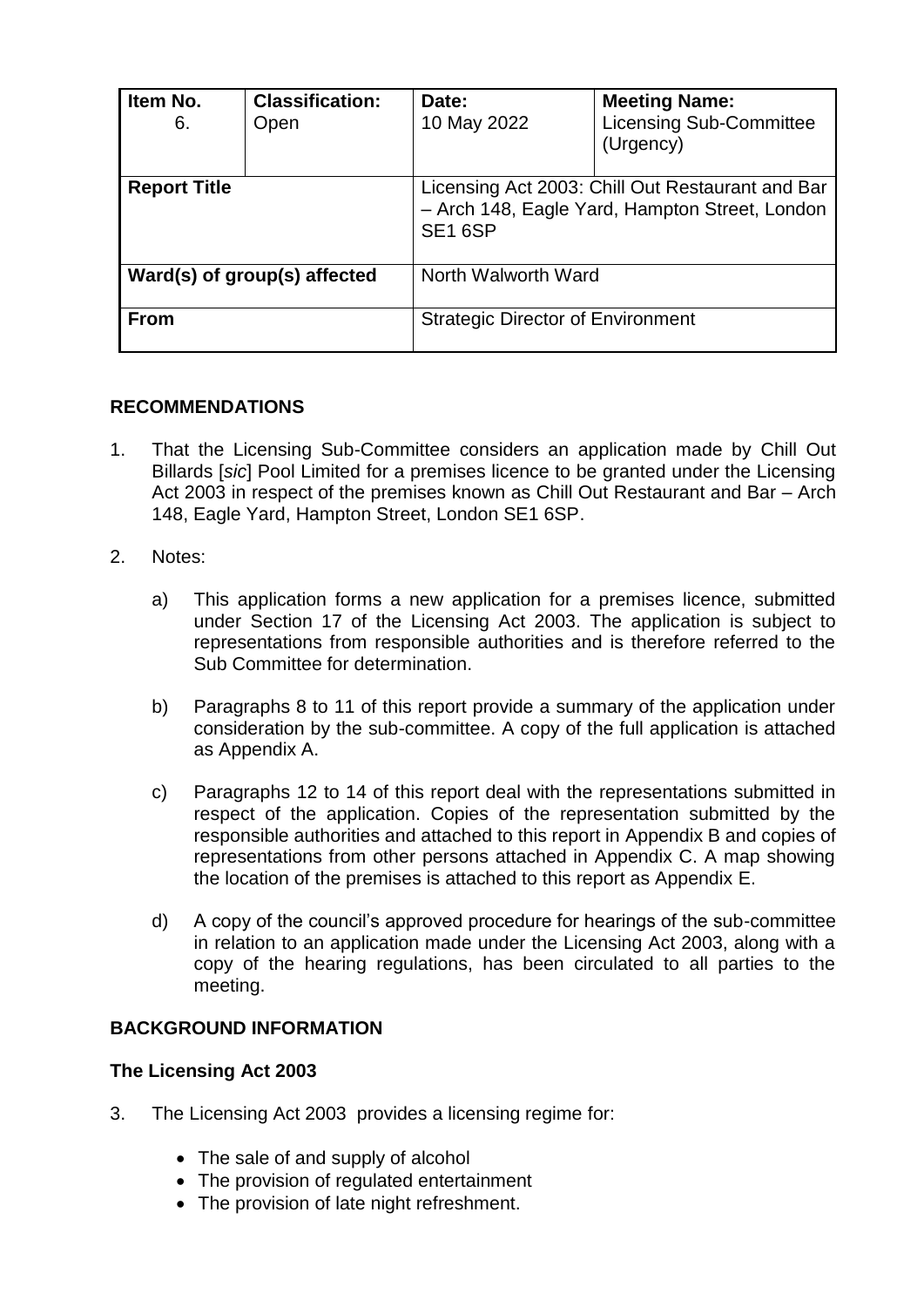| Item No. 6. | Classification: Open | Date: 10 May 2022 | Meeting Name: Licensing Sub-Committee (Urgency) |
|---|---|---|---|
| **Report Title** | | Licensing Act 2003: Chill Out Restaurant and Bar – Arch 148, Eagle Yard, Hampton Street, London SE1 6SP | |
| **Ward(s) of group(s) affected** | | North Walworth Ward | |
| **From** | | Strategic Director of Environment | |

## RECOMMENDATIONS

1. That the Licensing Sub-Committee considers an application made by Chill Out Billards [*sic*] Pool Limited for a premises licence to be granted under the Licensing Act 2003 in respect of the premises known as Chill Out Restaurant and Bar – Arch 148, Eagle Yard, Hampton Street, London SE1 6SP.

2. Notes:

   a) This application forms a new application for a premises licence, submitted under Section 17 of the Licensing Act 2003. The application is subject to representations from responsible authorities and is therefore referred to the Sub Committee for determination.

   b) Paragraphs 8 to 11 of this report provide a summary of the application under consideration by the sub-committee. A copy of the full application is attached as Appendix A.

   c) Paragraphs 12 to 14 of this report deal with the representations submitted in respect of the application. Copies of the representation submitted by the responsible authorities and attached to this report in Appendix B and copies of representations from other persons attached in Appendix C. A map showing the location of the premises is attached to this report as Appendix E.

   d) A copy of the council's approved procedure for hearings of the sub-committee in relation to an application made under the Licensing Act 2003, along with a copy of the hearing regulations, has been circulated to all parties to the meeting.

## BACKGROUND INFORMATION

### The Licensing Act 2003

3. The Licensing Act 2003 provides a licensing regime for:

   - The sale of and supply of alcohol
   - The provision of regulated entertainment
   - The provision of late night refreshment.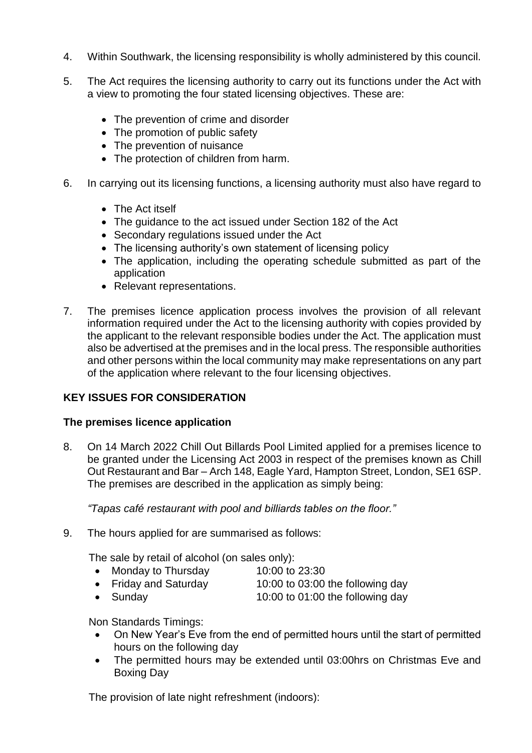4. Within Southwark, the licensing responsibility is wholly administered by this council.

5. The Act requires the licensing authority to carry out its functions under the Act with a view to promoting the four stated licensing objectives. These are:

    - The prevention of crime and disorder
    - The promotion of public safety
    - The prevention of nuisance
    - The protection of children from harm.

6. In carrying out its licensing functions, a licensing authority must also have regard to

    - The Act itself
    - The guidance to the act issued under Section 182 of the Act
    - Secondary regulations issued under the Act
    - The licensing authority's own statement of licensing policy
    - The application, including the operating schedule submitted as part of the application
    - Relevant representations.

7. The premises licence application process involves the provision of all relevant information required under the Act to the licensing authority with copies provided by the applicant to the relevant responsible bodies under the Act. The application must also be advertised at the premises and in the local press. The responsible authorities and other persons within the local community may make representations on any part of the application where relevant to the four licensing objectives.

## KEY ISSUES FOR CONSIDERATION

### The premises licence application

8. On 14 March 2022 Chill Out Billards Pool Limited applied for a premises licence to be granted under the Licensing Act 2003 in respect of the premises known as Chill Out Restaurant and Bar – Arch 148, Eagle Yard, Hampton Street, London, SE1 6SP. The premises are described in the application as simply being:

    *"Tapas café restaurant with pool and billiards tables on the floor."*

9. The hours applied for are summarised as follows:

    The sale by retail of alcohol (on sales only):

    - Monday to Thursday 10:00 to 23:30
    - Friday and Saturday 10:00 to 03:00 the following day
    - Sunday 10:00 to 01:00 the following day

    Non Standards Timings:

    - On New Year's Eve from the end of permitted hours until the start of permitted hours on the following day
    - The permitted hours may be extended until 03:00hrs on Christmas Eve and Boxing Day

    The provision of late night refreshment (indoors):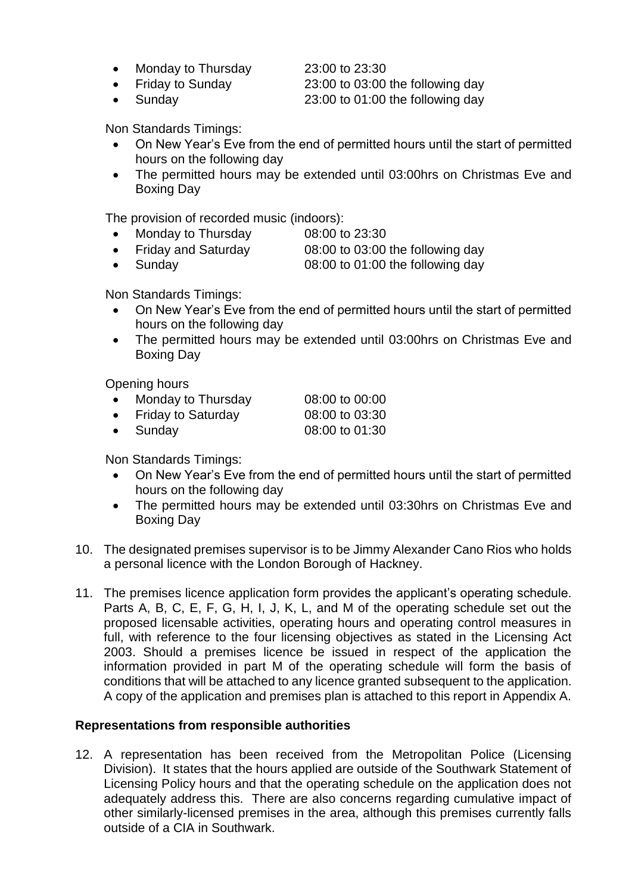- Monday to Thursday 23:00 to 23:30
- Friday to Sunday 23:00 to 03:00 the following day
- Sunday 23:00 to 01:00 the following day

Non Standards Timings:

- On New Year's Eve from the end of permitted hours until the start of permitted hours on the following day
- The permitted hours may be extended until 03:00hrs on Christmas Eve and Boxing Day

The provision of recorded music (indoors):

- Monday to Thursday 08:00 to 23:30
- Friday and Saturday 08:00 to 03:00 the following day
- Sunday 08:00 to 01:00 the following day

Non Standards Timings:

- On New Year's Eve from the end of permitted hours until the start of permitted hours on the following day
- The permitted hours may be extended until 03:00hrs on Christmas Eve and Boxing Day

Opening hours

- Monday to Thursday 08:00 to 00:00
- Friday to Saturday 08:00 to 03:30
- Sunday 08:00 to 01:30

Non Standards Timings:

- On New Year's Eve from the end of permitted hours until the start of permitted hours on the following day
- The permitted hours may be extended until 03:30hrs on Christmas Eve and Boxing Day

10. The designated premises supervisor is to be Jimmy Alexander Cano Rios who holds a personal licence with the London Borough of Hackney.

11. The premises licence application form provides the applicant's operating schedule. Parts A, B, C, E, F, G, H, I, J, K, L, and M of the operating schedule set out the proposed licensable activities, operating hours and operating control measures in full, with reference to the four licensing objectives as stated in the Licensing Act 2003. Should a premises licence be issued in respect of the application the information provided in part M of the operating schedule will form the basis of conditions that will be attached to any licence granted subsequent to the application. A copy of the application and premises plan is attached to this report in Appendix A.

### Representations from responsible authorities

12. A representation has been received from the Metropolitan Police (Licensing Division). It states that the hours applied are outside of the Southwark Statement of Licensing Policy hours and that the operating schedule on the application does not adequately address this. There are also concerns regarding cumulative impact of other similarly-licensed premises in the area, although this premises currently falls outside of a CIA in Southwark.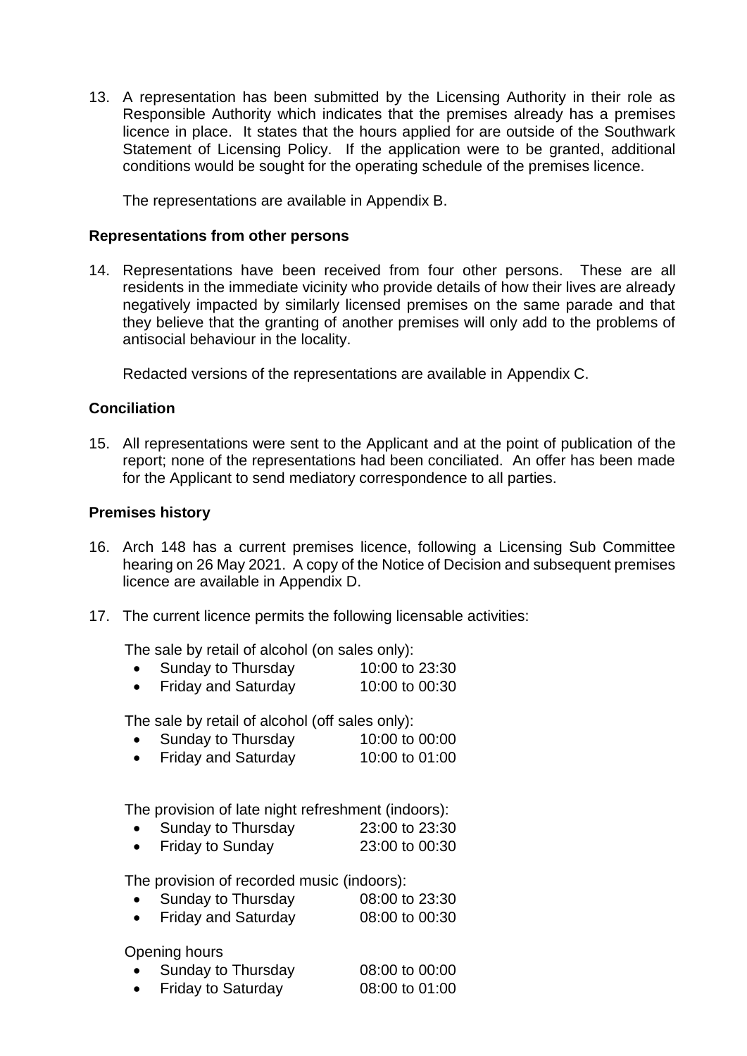13. A representation has been submitted by the Licensing Authority in their role as Responsible Authority which indicates that the premises already has a premises licence in place. It states that the hours applied for are outside of the Southwark Statement of Licensing Policy. If the application were to be granted, additional conditions would be sought for the operating schedule of the premises licence.

    The representations are available in Appendix B.

**Representations from other persons**

14. Representations have been received from four other persons. These are all residents in the immediate vicinity who provide details of how their lives are already negatively impacted by similarly licensed premises on the same parade and that they believe that the granting of another premises will only add to the problems of antisocial behaviour in the locality.

    Redacted versions of the representations are available in Appendix C.

**Conciliation**

15. All representations were sent to the Applicant and at the point of publication of the report; none of the representations had been conciliated. An offer has been made for the Applicant to send mediatory correspondence to all parties.

**Premises history**

16. Arch 148 has a current premises licence, following a Licensing Sub Committee hearing on 26 May 2021. A copy of the Notice of Decision and subsequent premises licence are available in Appendix D.

17. The current licence permits the following licensable activities:

    The sale by retail of alcohol (on sales only):
    - Sunday to Thursday 10:00 to 23:30
    - Friday and Saturday 10:00 to 00:30

    The sale by retail of alcohol (off sales only):
    - Sunday to Thursday 10:00 to 00:00
    - Friday and Saturday 10:00 to 01:00

    The provision of late night refreshment (indoors):
    - Sunday to Thursday 23:00 to 23:30
    - Friday to Sunday 23:00 to 00:30

    The provision of recorded music (indoors):
    - Sunday to Thursday 08:00 to 23:30
    - Friday and Saturday 08:00 to 00:30

    Opening hours
    - Sunday to Thursday 08:00 to 00:00
    - Friday to Saturday 08:00 to 01:00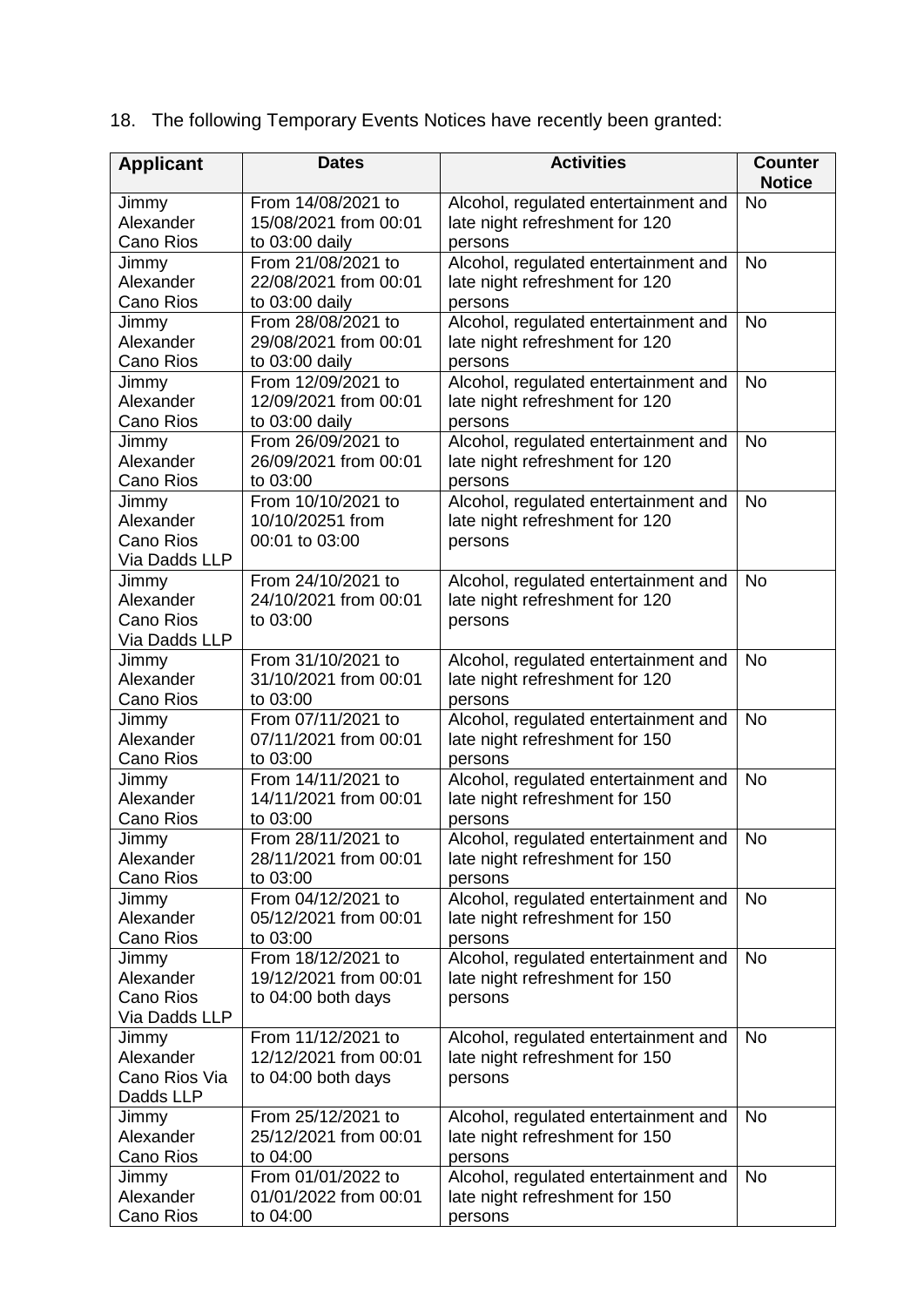18. The following Temporary Events Notices have recently been granted:

| Applicant | Dates | Activities | Counter Notice |
|---|---|---|---|
| Jimmy Alexander Cano Rios | From 14/08/2021 to 15/08/2021 from 00:01 to 03:00 daily | Alcohol, regulated entertainment and late night refreshment for 120 persons | No |
| Jimmy Alexander Cano Rios | From 21/08/2021 to 22/08/2021 from 00:01 to 03:00 daily | Alcohol, regulated entertainment and late night refreshment for 120 persons | No |
| Jimmy Alexander Cano Rios | From 28/08/2021 to 29/08/2021 from 00:01 to 03:00 daily | Alcohol, regulated entertainment and late night refreshment for 120 persons | No |
| Jimmy Alexander Cano Rios | From 12/09/2021 to 12/09/2021 from 00:01 to 03:00 daily | Alcohol, regulated entertainment and late night refreshment for 120 persons | No |
| Jimmy Alexander Cano Rios | From 26/09/2021 to 26/09/2021 from 00:01 to 03:00 | Alcohol, regulated entertainment and late night refreshment for 120 persons | No |
| Jimmy Alexander Cano Rios Via Dadds LLP | From 10/10/2021 to 10/10/20251 from 00:01 to 03:00 | Alcohol, regulated entertainment and late night refreshment for 120 persons | No |
| Jimmy Alexander Cano Rios Via Dadds LLP | From 24/10/2021 to 24/10/2021 from 00:01 to 03:00 | Alcohol, regulated entertainment and late night refreshment for 120 persons | No |
| Jimmy Alexander Cano Rios | From 31/10/2021 to 31/10/2021 from 00:01 to 03:00 | Alcohol, regulated entertainment and late night refreshment for 120 persons | No |
| Jimmy Alexander Cano Rios | From 07/11/2021 to 07/11/2021 from 00:01 to 03:00 | Alcohol, regulated entertainment and late night refreshment for 150 persons | No |
| Jimmy Alexander Cano Rios | From 14/11/2021 to 14/11/2021 from 00:01 to 03:00 | Alcohol, regulated entertainment and late night refreshment for 150 persons | No |
| Jimmy Alexander Cano Rios | From 28/11/2021 to 28/11/2021 from 00:01 to 03:00 | Alcohol, regulated entertainment and late night refreshment for 150 persons | No |
| Jimmy Alexander Cano Rios | From 04/12/2021 to 05/12/2021 from 00:01 to 03:00 | Alcohol, regulated entertainment and late night refreshment for 150 persons | No |
| Jimmy Alexander Cano Rios Via Dadds LLP | From 18/12/2021 to 19/12/2021 from 00:01 to 04:00 both days | Alcohol, regulated entertainment and late night refreshment for 150 persons | No |
| Jimmy Alexander Cano Rios Via Dadds LLP | From 11/12/2021 to 12/12/2021 from 00:01 to 04:00 both days | Alcohol, regulated entertainment and late night refreshment for 150 persons | No |
| Jimmy Alexander Cano Rios | From 25/12/2021 to 25/12/2021 from 00:01 to 04:00 | Alcohol, regulated entertainment and late night refreshment for 150 persons | No |
| Jimmy Alexander Cano Rios | From 01/01/2022 to 01/01/2022 from 00:01 to 04:00 | Alcohol, regulated entertainment and late night refreshment for 150 persons | No |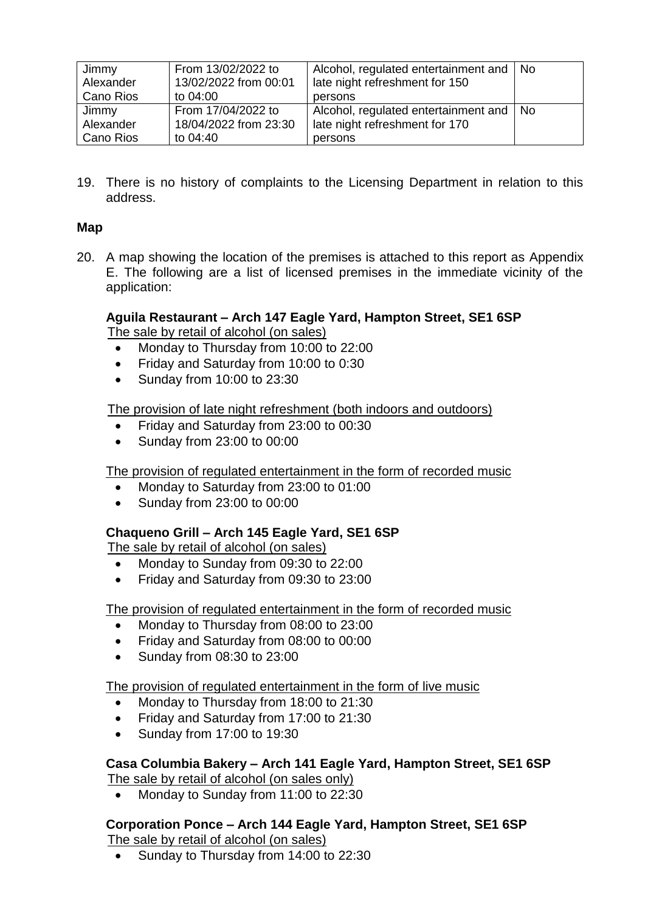| Jimmy Alexander Cano Rios | From 13/02/2022 to 13/02/2022 from 00:01 to 04:00 | Alcohol, regulated entertainment and late night refreshment for 150 persons | No |
|---|---|---|---|
| Jimmy Alexander Cano Rios | From 17/04/2022 to 18/04/2022 from 23:30 to 04:40 | Alcohol, regulated entertainment and late night refreshment for 170 persons | No |

19. There is no history of complaints to the Licensing Department in relation to this address.

**Map**

20. A map showing the location of the premises is attached to this report as Appendix E. The following are a list of licensed premises in the immediate vicinity of the application:

**Aguila Restaurant – Arch 147 Eagle Yard, Hampton Street, SE1 6SP**
The sale by retail of alcohol (on sales)

- Monday to Thursday from 10:00 to 22:00
- Friday and Saturday from 10:00 to 0:30
- Sunday from 10:00 to 23:30

The provision of late night refreshment (both indoors and outdoors)

- Friday and Saturday from 23:00 to 00:30
- Sunday from 23:00 to 00:00

The provision of regulated entertainment in the form of recorded music

- Monday to Saturday from 23:00 to 01:00
- Sunday from 23:00 to 00:00

**Chaqueno Grill – Arch 145 Eagle Yard, SE1 6SP**
The sale by retail of alcohol (on sales)

- Monday to Sunday from 09:30 to 22:00
- Friday and Saturday from 09:30 to 23:00

The provision of regulated entertainment in the form of recorded music

- Monday to Thursday from 08:00 to 23:00
- Friday and Saturday from 08:00 to 00:00
- Sunday from 08:30 to 23:00

The provision of regulated entertainment in the form of live music

- Monday to Thursday from 18:00 to 21:30
- Friday and Saturday from 17:00 to 21:30
- Sunday from 17:00 to 19:30

**Casa Columbia Bakery – Arch 141 Eagle Yard, Hampton Street, SE1 6SP**
The sale by retail of alcohol (on sales only)

- Monday to Sunday from 11:00 to 22:30

**Corporation Ponce – Arch 144 Eagle Yard, Hampton Street, SE1 6SP**
The sale by retail of alcohol (on sales)

- Sunday to Thursday from 14:00 to 22:30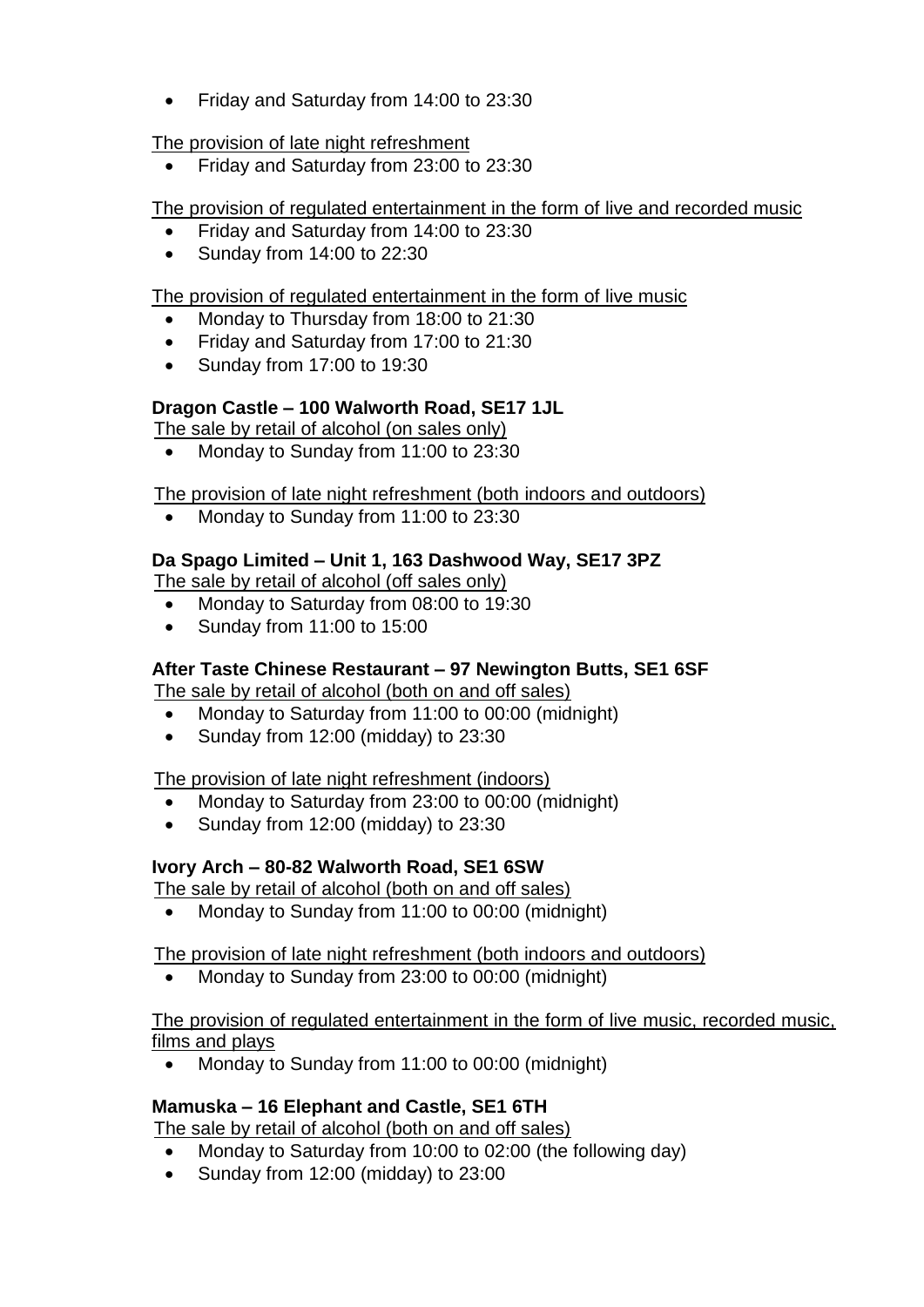- Friday and Saturday from 14:00 to 23:30

The provision of late night refreshment

- Friday and Saturday from 23:00 to 23:30

The provision of regulated entertainment in the form of live and recorded music

- Friday and Saturday from 14:00 to 23:30
- Sunday from 14:00 to 22:30

The provision of regulated entertainment in the form of live music

- Monday to Thursday from 18:00 to 21:30
- Friday and Saturday from 17:00 to 21:30
- Sunday from 17:00 to 19:30

**Dragon Castle – 100 Walworth Road, SE17 1JL**

The sale by retail of alcohol (on sales only)

- Monday to Sunday from 11:00 to 23:30

The provision of late night refreshment (both indoors and outdoors)

- Monday to Sunday from 11:00 to 23:30

**Da Spago Limited – Unit 1, 163 Dashwood Way, SE17 3PZ**

The sale by retail of alcohol (off sales only)

- Monday to Saturday from 08:00 to 19:30
- Sunday from 11:00 to 15:00

**After Taste Chinese Restaurant – 97 Newington Butts, SE1 6SF**

The sale by retail of alcohol (both on and off sales)

- Monday to Saturday from 11:00 to 00:00 (midnight)
- Sunday from 12:00 (midday) to 23:30

The provision of late night refreshment (indoors)

- Monday to Saturday from 23:00 to 00:00 (midnight)
- Sunday from 12:00 (midday) to 23:30

**Ivory Arch – 80-82 Walworth Road, SE1 6SW**

The sale by retail of alcohol (both on and off sales)

- Monday to Sunday from 11:00 to 00:00 (midnight)

The provision of late night refreshment (both indoors and outdoors)

- Monday to Sunday from 23:00 to 00:00 (midnight)

The provision of regulated entertainment in the form of live music, recorded music, films and plays

- Monday to Sunday from 11:00 to 00:00 (midnight)

**Mamuska – 16 Elephant and Castle, SE1 6TH**

The sale by retail of alcohol (both on and off sales)

- Monday to Saturday from 10:00 to 02:00 (the following day)
- Sunday from 12:00 (midday) to 23:00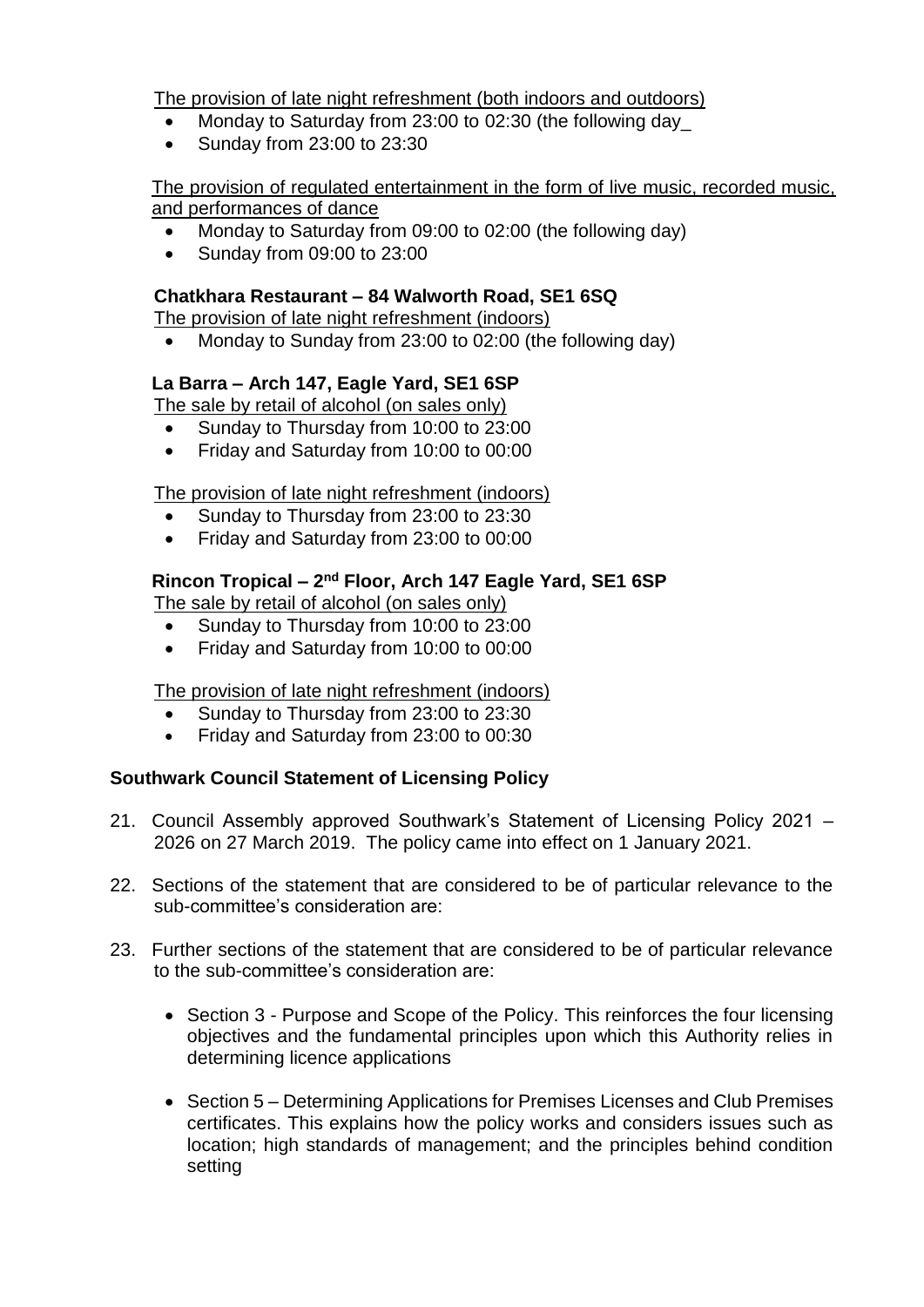The provision of late night refreshment (both indoors and outdoors)

- Monday to Saturday from 23:00 to 02:30 (the following day_
- Sunday from 23:00 to 23:30

The provision of regulated entertainment in the form of live music, recorded music, and performances of dance

- Monday to Saturday from 09:00 to 02:00 (the following day)
- Sunday from 09:00 to 23:00

**Chatkhara Restaurant – 84 Walworth Road, SE1 6SQ**

The provision of late night refreshment (indoors)

- Monday to Sunday from 23:00 to 02:00 (the following day)

**La Barra – Arch 147, Eagle Yard, SE1 6SP**

The sale by retail of alcohol (on sales only)

- Sunday to Thursday from 10:00 to 23:00
- Friday and Saturday from 10:00 to 00:00

The provision of late night refreshment (indoors)

- Sunday to Thursday from 23:00 to 23:30
- Friday and Saturday from 23:00 to 00:00

**Rincon Tropical – 2nd Floor, Arch 147 Eagle Yard, SE1 6SP**

The sale by retail of alcohol (on sales only)

- Sunday to Thursday from 10:00 to 23:00
- Friday and Saturday from 10:00 to 00:00

The provision of late night refreshment (indoors)

- Sunday to Thursday from 23:00 to 23:30
- Friday and Saturday from 23:00 to 00:30

## Southwark Council Statement of Licensing Policy

21. Council Assembly approved Southwark's Statement of Licensing Policy 2021 – 2026 on 27 March 2019. The policy came into effect on 1 January 2021.

22. Sections of the statement that are considered to be of particular relevance to the sub-committee's consideration are:

23. Further sections of the statement that are considered to be of particular relevance to the sub-committee's consideration are:

    - Section 3 - Purpose and Scope of the Policy. This reinforces the four licensing objectives and the fundamental principles upon which this Authority relies in determining licence applications

    - Section 5 – Determining Applications for Premises Licenses and Club Premises certificates. This explains how the policy works and considers issues such as location; high standards of management; and the principles behind condition setting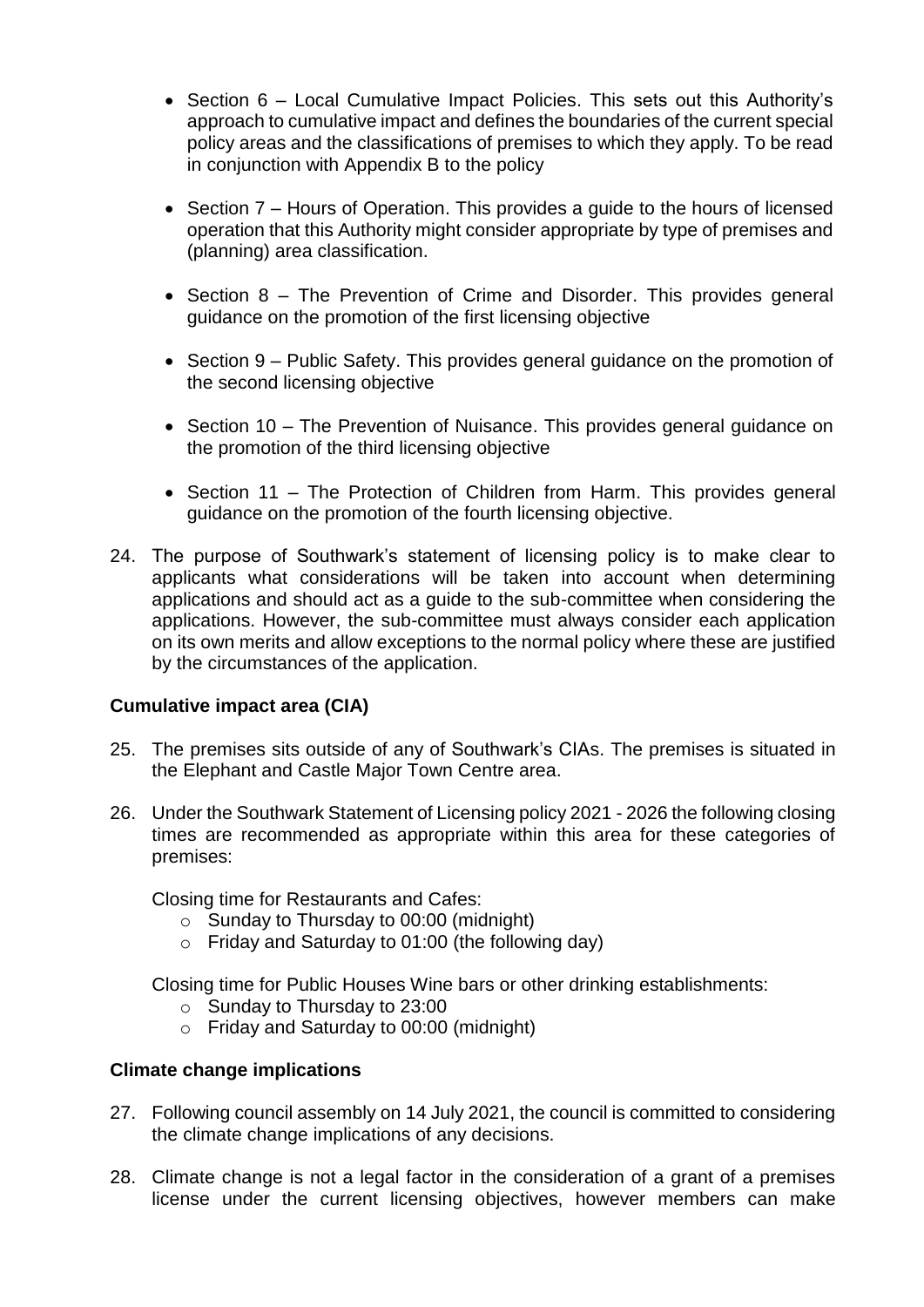- Section 6 – Local Cumulative Impact Policies. This sets out this Authority's approach to cumulative impact and defines the boundaries of the current special policy areas and the classifications of premises to which they apply. To be read in conjunction with Appendix B to the policy

- Section 7 – Hours of Operation. This provides a guide to the hours of licensed operation that this Authority might consider appropriate by type of premises and (planning) area classification.

- Section 8 – The Prevention of Crime and Disorder. This provides general guidance on the promotion of the first licensing objective

- Section 9 – Public Safety. This provides general guidance on the promotion of the second licensing objective

- Section 10 – The Prevention of Nuisance. This provides general guidance on the promotion of the third licensing objective

- Section 11 – The Protection of Children from Harm. This provides general guidance on the promotion of the fourth licensing objective.

24. The purpose of Southwark's statement of licensing policy is to make clear to applicants what considerations will be taken into account when determining applications and should act as a guide to the sub-committee when considering the applications. However, the sub-committee must always consider each application on its own merits and allow exceptions to the normal policy where these are justified by the circumstances of the application.

**Cumulative impact area (CIA)**

25. The premises sits outside of any of Southwark's CIAs. The premises is situated in the Elephant and Castle Major Town Centre area.

26. Under the Southwark Statement of Licensing policy 2021 - 2026 the following closing times are recommended as appropriate within this area for these categories of premises:

    Closing time for Restaurants and Cafes:
    - Sunday to Thursday to 00:00 (midnight)
    - Friday and Saturday to 01:00 (the following day)

    Closing time for Public Houses Wine bars or other drinking establishments:
    - Sunday to Thursday to 23:00
    - Friday and Saturday to 00:00 (midnight)

**Climate change implications**

27. Following council assembly on 14 July 2021, the council is committed to considering the climate change implications of any decisions.

28. Climate change is not a legal factor in the consideration of a grant of a premises license under the current licensing objectives, however members can make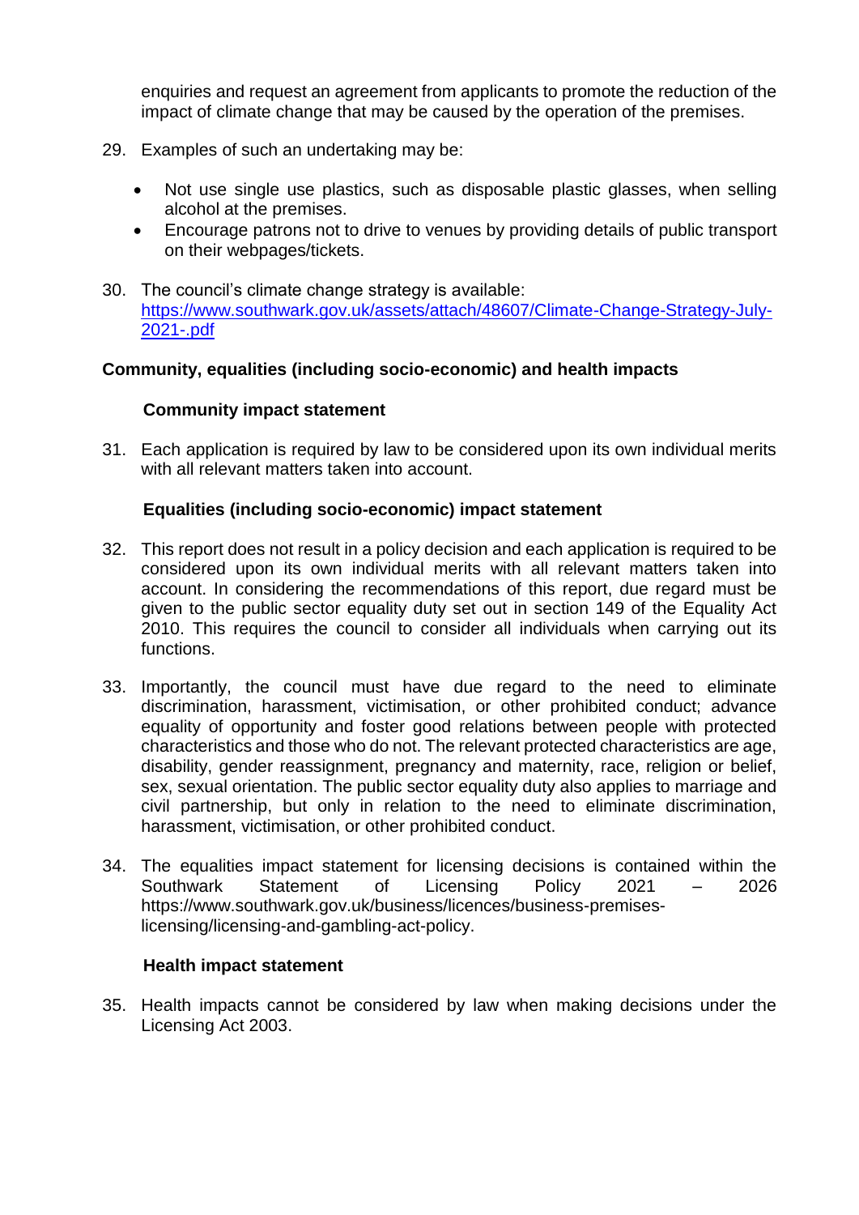enquiries and request an agreement from applicants to promote the reduction of the impact of climate change that may be caused by the operation of the premises.

29. Examples of such an undertaking may be:

    - Not use single use plastics, such as disposable plastic glasses, when selling alcohol at the premises.
    - Encourage patrons not to drive to venues by providing details of public transport on their webpages/tickets.

30. The council's climate change strategy is available: [https://www.southwark.gov.uk/assets/attach/48607/Climate-Change-Strategy-July-2021-.pdf](https://www.southwark.gov.uk/assets/attach/48607/Climate-Change-Strategy-July-2021-.pdf)

## Community, equalities (including socio-economic) and health impacts

### Community impact statement

31. Each application is required by law to be considered upon its own individual merits with all relevant matters taken into account.

### Equalities (including socio-economic) impact statement

32. This report does not result in a policy decision and each application is required to be considered upon its own individual merits with all relevant matters taken into account. In considering the recommendations of this report, due regard must be given to the public sector equality duty set out in section 149 of the Equality Act 2010. This requires the council to consider all individuals when carrying out its functions.

33. Importantly, the council must have due regard to the need to eliminate discrimination, harassment, victimisation, or other prohibited conduct; advance equality of opportunity and foster good relations between people with protected characteristics and those who do not. The relevant protected characteristics are age, disability, gender reassignment, pregnancy and maternity, race, religion or belief, sex, sexual orientation. The public sector equality duty also applies to marriage and civil partnership, but only in relation to the need to eliminate discrimination, harassment, victimisation, or other prohibited conduct.

34. The equalities impact statement for licensing decisions is contained within the Southwark Statement of Licensing Policy 2021 – 2026 https://www.southwark.gov.uk/business/licences/business-premises-licensing/licensing-and-gambling-act-policy.

### Health impact statement

35. Health impacts cannot be considered by law when making decisions under the Licensing Act 2003.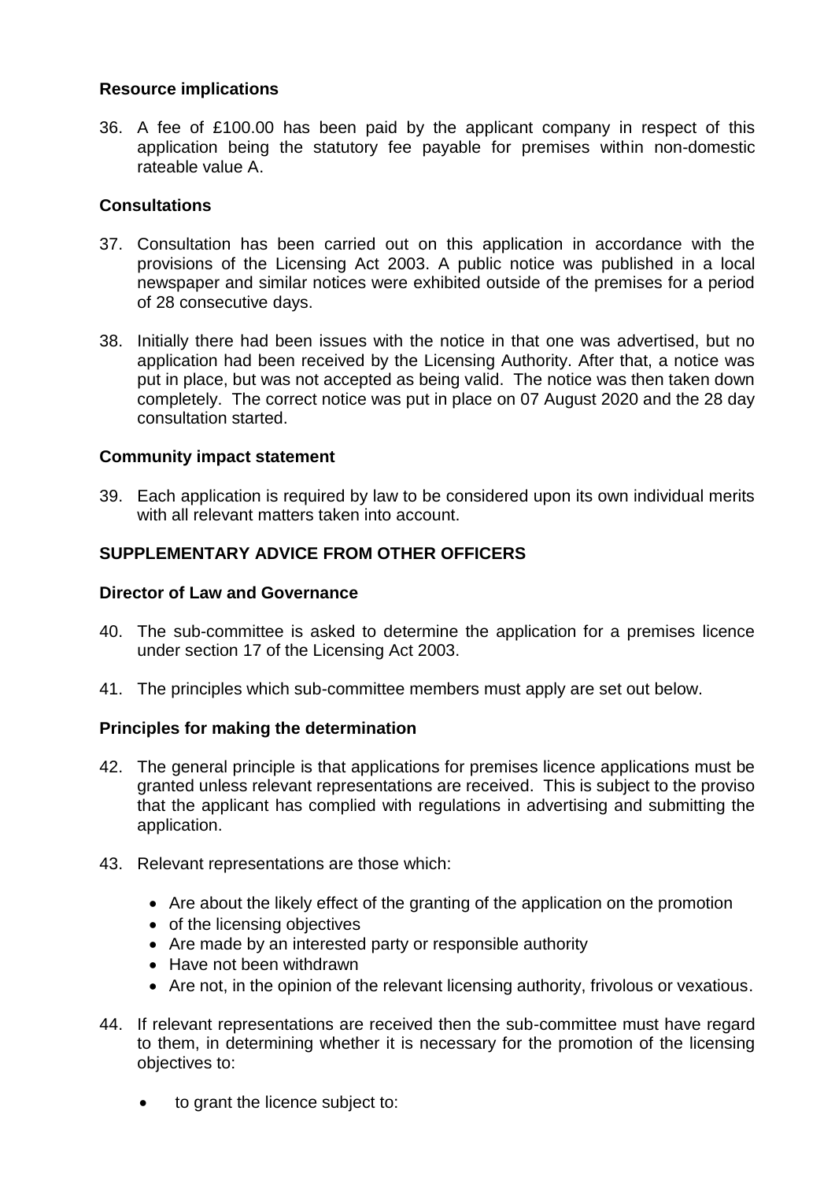**Resource implications**

36. A fee of £100.00 has been paid by the applicant company in respect of this application being the statutory fee payable for premises within non-domestic rateable value A.

**Consultations**

37. Consultation has been carried out on this application in accordance with the provisions of the Licensing Act 2003. A public notice was published in a local newspaper and similar notices were exhibited outside of the premises for a period of 28 consecutive days.

38. Initially there had been issues with the notice in that one was advertised, but no application had been received by the Licensing Authority. After that, a notice was put in place, but was not accepted as being valid. The notice was then taken down completely. The correct notice was put in place on 07 August 2020 and the 28 day consultation started.

**Community impact statement**

39. Each application is required by law to be considered upon its own individual merits with all relevant matters taken into account.

**SUPPLEMENTARY ADVICE FROM OTHER OFFICERS**

**Director of Law and Governance**

40. The sub-committee is asked to determine the application for a premises licence under section 17 of the Licensing Act 2003.

41. The principles which sub-committee members must apply are set out below.

**Principles for making the determination**

42. The general principle is that applications for premises licence applications must be granted unless relevant representations are received. This is subject to the proviso that the applicant has complied with regulations in advertising and submitting the application.

43. Relevant representations are those which:

    - Are about the likely effect of the granting of the application on the promotion
    - of the licensing objectives
    - Are made by an interested party or responsible authority
    - Have not been withdrawn
    - Are not, in the opinion of the relevant licensing authority, frivolous or vexatious.

44. If relevant representations are received then the sub-committee must have regard to them, in determining whether it is necessary for the promotion of the licensing objectives to:

    - to grant the licence subject to: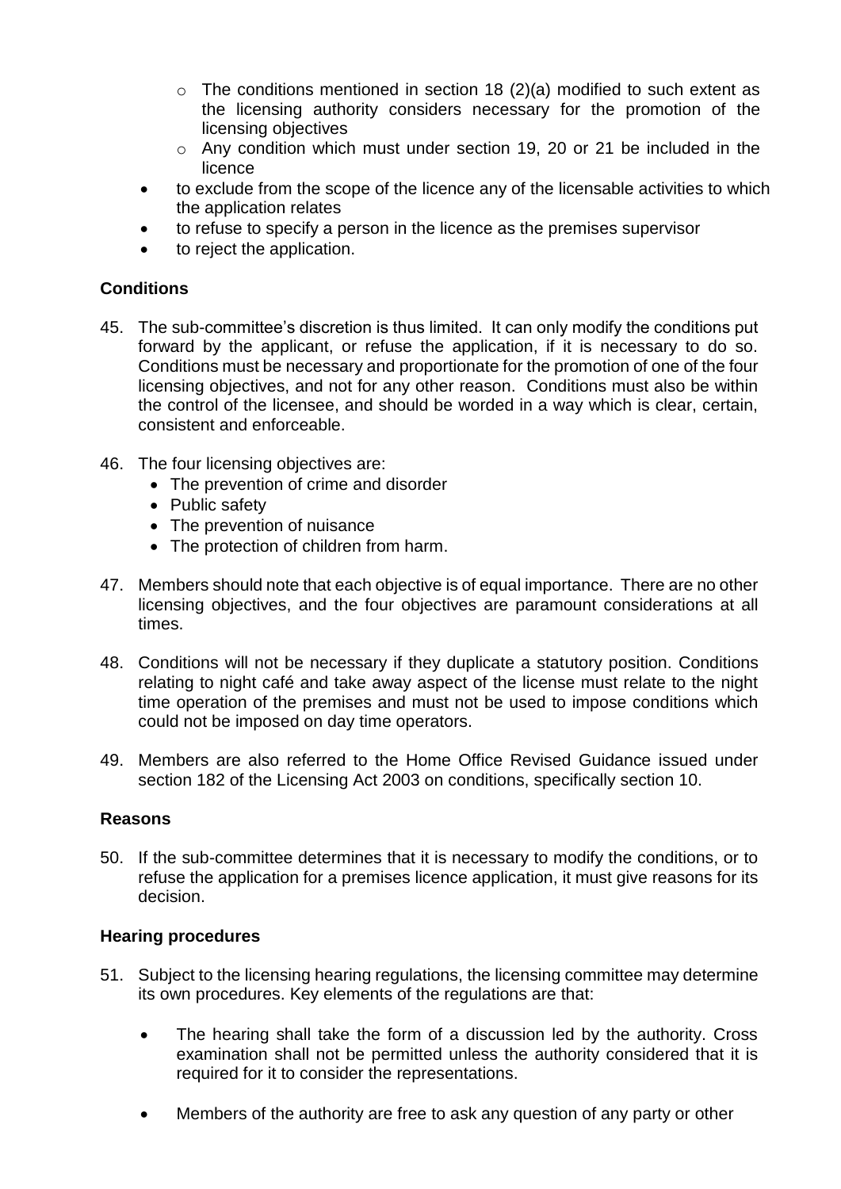- The conditions mentioned in section 18 (2)(a) modified to such extent as the licensing authority considers necessary for the promotion of the licensing objectives
  - Any condition which must under section 19, 20 or 21 be included in the licence
- to exclude from the scope of the licence any of the licensable activities to which the application relates
- to refuse to specify a person in the licence as the premises supervisor
- to reject the application.

**Conditions**

45. The sub-committee's discretion is thus limited. It can only modify the conditions put forward by the applicant, or refuse the application, if it is necessary to do so. Conditions must be necessary and proportionate for the promotion of one of the four licensing objectives, and not for any other reason. Conditions must also be within the control of the licensee, and should be worded in a way which is clear, certain, consistent and enforceable.

46. The four licensing objectives are:
    - The prevention of crime and disorder
    - Public safety
    - The prevention of nuisance
    - The protection of children from harm.

47. Members should note that each objective is of equal importance. There are no other licensing objectives, and the four objectives are paramount considerations at all times.

48. Conditions will not be necessary if they duplicate a statutory position. Conditions relating to night café and take away aspect of the license must relate to the night time operation of the premises and must not be used to impose conditions which could not be imposed on day time operators.

49. Members are also referred to the Home Office Revised Guidance issued under section 182 of the Licensing Act 2003 on conditions, specifically section 10.

**Reasons**

50. If the sub-committee determines that it is necessary to modify the conditions, or to refuse the application for a premises licence application, it must give reasons for its decision.

**Hearing procedures**

51. Subject to the licensing hearing regulations, the licensing committee may determine its own procedures. Key elements of the regulations are that:

    - The hearing shall take the form of a discussion led by the authority. Cross examination shall not be permitted unless the authority considered that it is required for it to consider the representations.

    - Members of the authority are free to ask any question of any party or other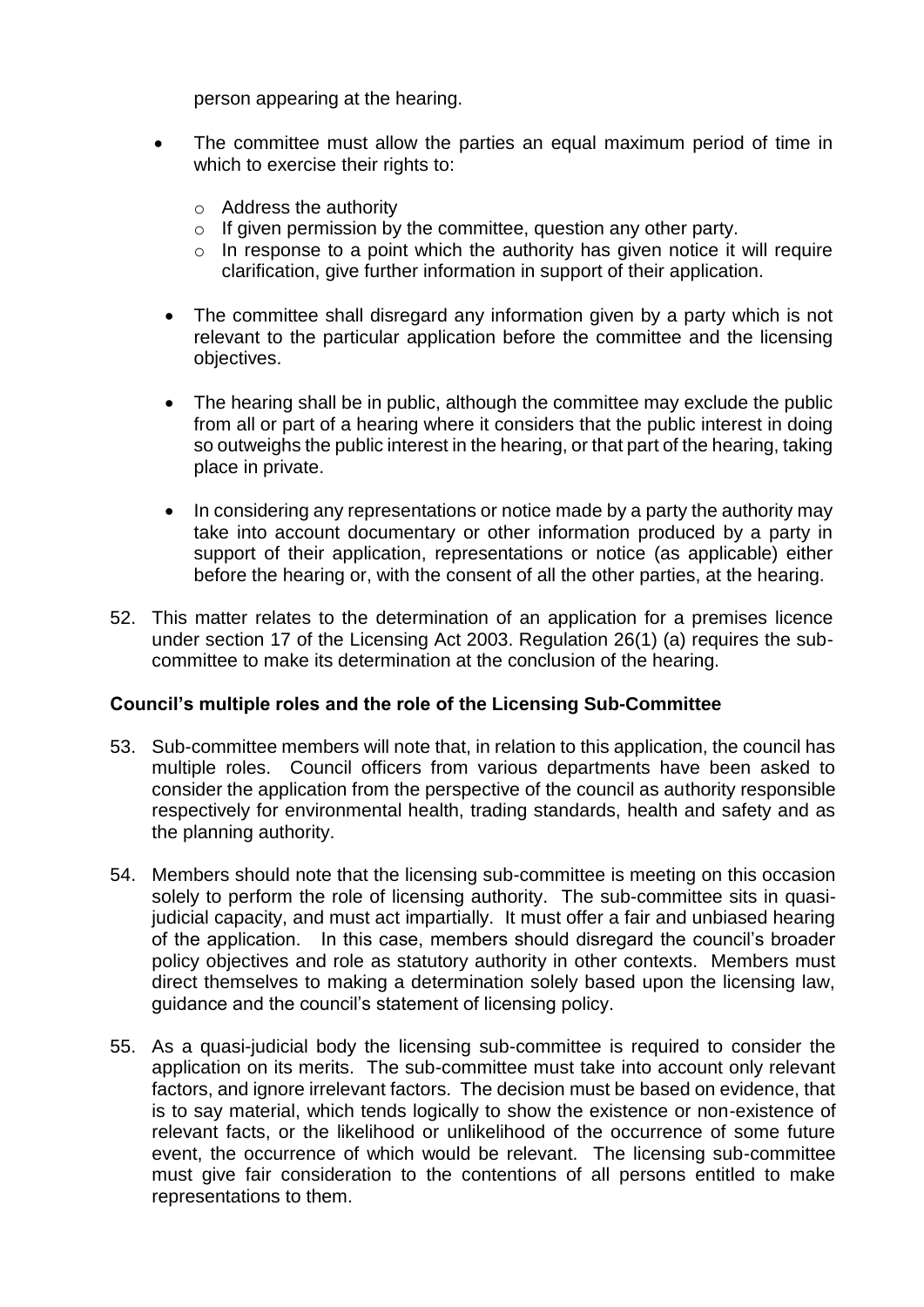person appearing at the hearing.

- The committee must allow the parties an equal maximum period of time in which to exercise their rights to:
  - Address the authority
  - If given permission by the committee, question any other party.
  - In response to a point which the authority has given notice it will require clarification, give further information in support of their application.
- The committee shall disregard any information given by a party which is not relevant to the particular application before the committee and the licensing objectives.
- The hearing shall be in public, although the committee may exclude the public from all or part of a hearing where it considers that the public interest in doing so outweighs the public interest in the hearing, or that part of the hearing, taking place in private.
- In considering any representations or notice made by a party the authority may take into account documentary or other information produced by a party in support of their application, representations or notice (as applicable) either before the hearing or, with the consent of all the other parties, at the hearing.

52. This matter relates to the determination of an application for a premises licence under section 17 of the Licensing Act 2003. Regulation 26(1) (a) requires the sub-committee to make its determination at the conclusion of the hearing.

**Council's multiple roles and the role of the Licensing Sub-Committee**

53. Sub-committee members will note that, in relation to this application, the council has multiple roles. Council officers from various departments have been asked to consider the application from the perspective of the council as authority responsible respectively for environmental health, trading standards, health and safety and as the planning authority.

54. Members should note that the licensing sub-committee is meeting on this occasion solely to perform the role of licensing authority. The sub-committee sits in quasi-judicial capacity, and must act impartially. It must offer a fair and unbiased hearing of the application. In this case, members should disregard the council's broader policy objectives and role as statutory authority in other contexts. Members must direct themselves to making a determination solely based upon the licensing law, guidance and the council's statement of licensing policy.

55. As a quasi-judicial body the licensing sub-committee is required to consider the application on its merits. The sub-committee must take into account only relevant factors, and ignore irrelevant factors. The decision must be based on evidence, that is to say material, which tends logically to show the existence or non-existence of relevant facts, or the likelihood or unlikelihood of the occurrence of some future event, the occurrence of which would be relevant. The licensing sub-committee must give fair consideration to the contentions of all persons entitled to make representations to them.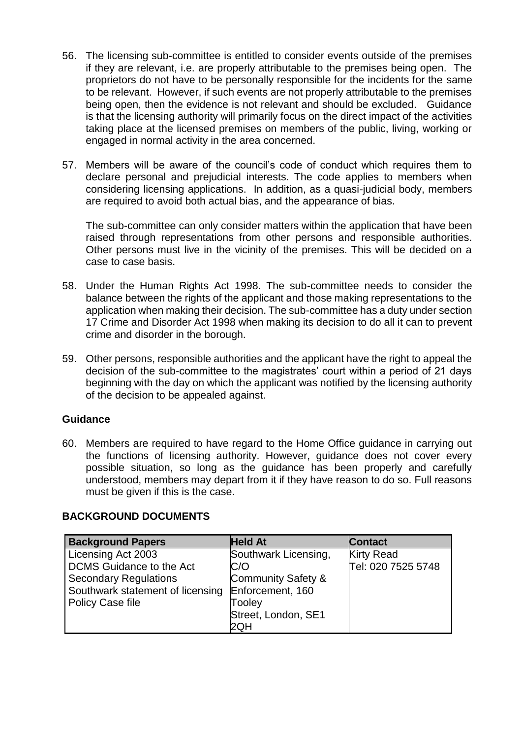56. The licensing sub-committee is entitled to consider events outside of the premises if they are relevant, i.e. are properly attributable to the premises being open. The proprietors do not have to be personally responsible for the incidents for the same to be relevant. However, if such events are not properly attributable to the premises being open, then the evidence is not relevant and should be excluded. Guidance is that the licensing authority will primarily focus on the direct impact of the activities taking place at the licensed premises on members of the public, living, working or engaged in normal activity in the area concerned.

57. Members will be aware of the council's code of conduct which requires them to declare personal and prejudicial interests. The code applies to members when considering licensing applications. In addition, as a quasi-judicial body, members are required to avoid both actual bias, and the appearance of bias.

    The sub-committee can only consider matters within the application that have been raised through representations from other persons and responsible authorities. Other persons must live in the vicinity of the premises. This will be decided on a case to case basis.

58. Under the Human Rights Act 1998. The sub-committee needs to consider the balance between the rights of the applicant and those making representations to the application when making their decision. The sub-committee has a duty under section 17 Crime and Disorder Act 1998 when making its decision to do all it can to prevent crime and disorder in the borough.

59. Other persons, responsible authorities and the applicant have the right to appeal the decision of the sub-committee to the magistrates' court within a period of 21 days beginning with the day on which the applicant was notified by the licensing authority of the decision to be appealed against.

### Guidance

60. Members are required to have regard to the Home Office guidance in carrying out the functions of licensing authority. However, guidance does not cover every possible situation, so long as the guidance has been properly and carefully understood, members may depart from it if they have reason to do so. Full reasons must be given if this is the case.

## BACKGROUND DOCUMENTS

| Background Papers | Held At | Contact |
|---|---|---|
| Licensing Act 2003<br>DCMS Guidance to the Act<br>Secondary Regulations<br>Southwark statement of licensing Policy Case file | Southwark Licensing, C/O Community Safety & Enforcement, 160 Tooley Street, London, SE1 2QH | Kirty Read<br>Tel: 020 7525 5748 |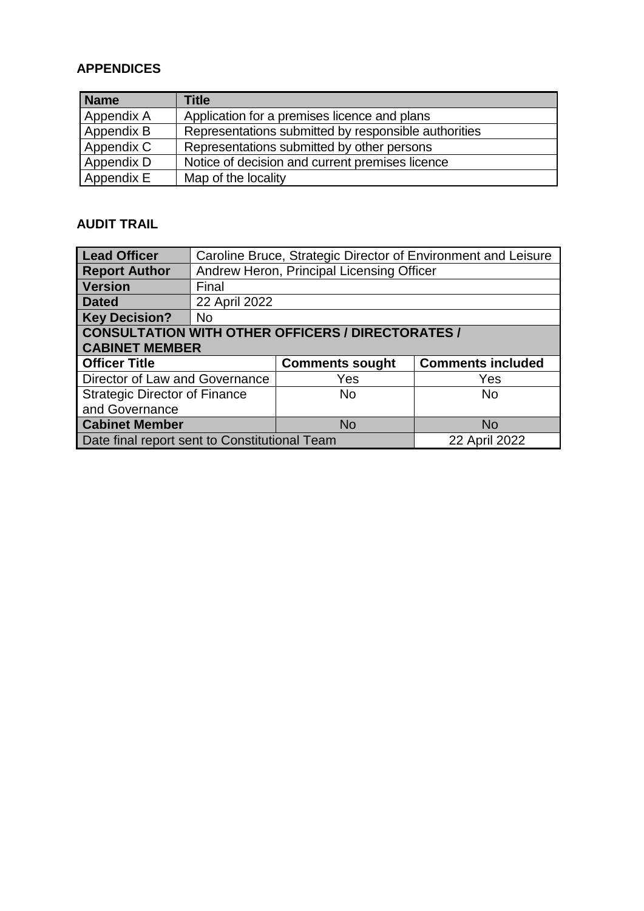## APPENDICES

| Name | Title |
|---|---|
| Appendix A | Application for a premises licence and plans |
| Appendix B | Representations submitted by responsible authorities |
| Appendix C | Representations submitted by other persons |
| Appendix D | Notice of decision and current premises licence |
| Appendix E | Map of the locality |

## AUDIT TRAIL

| | | | |
|---|---|---|---|
| **Lead Officer** | Caroline Bruce, Strategic Director of Environment and Leisure | | |
| **Report Author** | Andrew Heron, Principal Licensing Officer | | |
| **Version** | Final | | |
| **Dated** | 22 April 2022 | | |
| **Key Decision?** | No | | |
| **CONSULTATION WITH OTHER OFFICERS / DIRECTORATES / CABINET MEMBER** | | | |
| **Officer Title** | | **Comments sought** | **Comments included** |
| Director of Law and Governance | | Yes | Yes |
| Strategic Director of Finance and Governance | | No | No |
| **Cabinet Member** | | No | No |
| Date final report sent to Constitutional Team | | | 22 April 2022 |